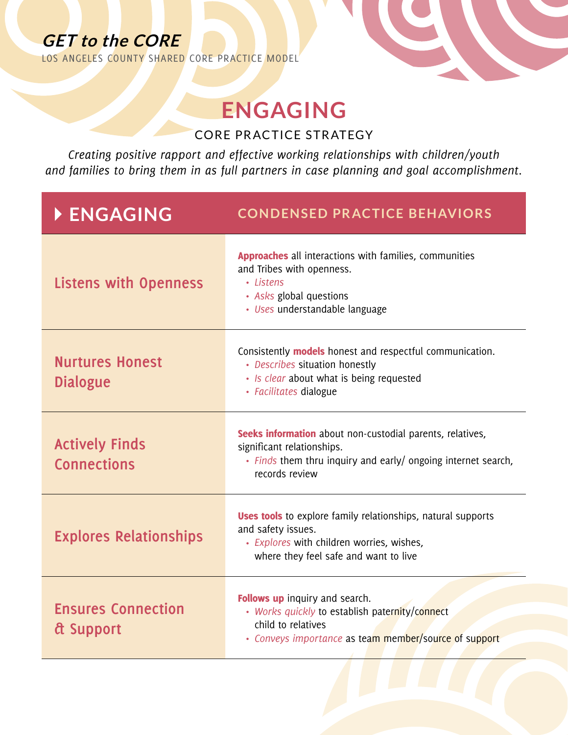**GET to the CORE**

LOS ANGELES COUNTY SHARED CORE PRACTICE MODEL

# ENGAGING

## CORE PRACTICE STRATEGY

*Creating positive rapport and effective working relationships with children/youth and families to bring them in as full partners in case planning and goal accomplishment.*

| ENGAGING | CONDENSED PRACTICE BEHAVIORS |
| --- | --- |
| Listens with Openness | **Approaches** all interactions with families, communities and Tribes with openness. • *Listens* • *Asks* global questions • *Uses* understandable language |
| Nurtures Honest Dialogue | Consistently **models** honest and respectful communication. • *Describes* situation honestly • *Is clear* about what is being requested • *Facilitates* dialogue |
| Actively Finds Connections | **Seeks information** about non-custodial parents, relatives, significant relationships. • *Finds* them thru inquiry and early/ ongoing internet search, records review |
| Explores Relationships | **Uses tools** to explore family relationships, natural supports and safety issues. • *Explores* with children worries, wishes, where they feel safe and want to live |
| Ensures Connection & Support | **Follows up** inquiry and search. • *Works quickly* to establish paternity/connect child to relatives • *Conveys importance* as team member/source of support |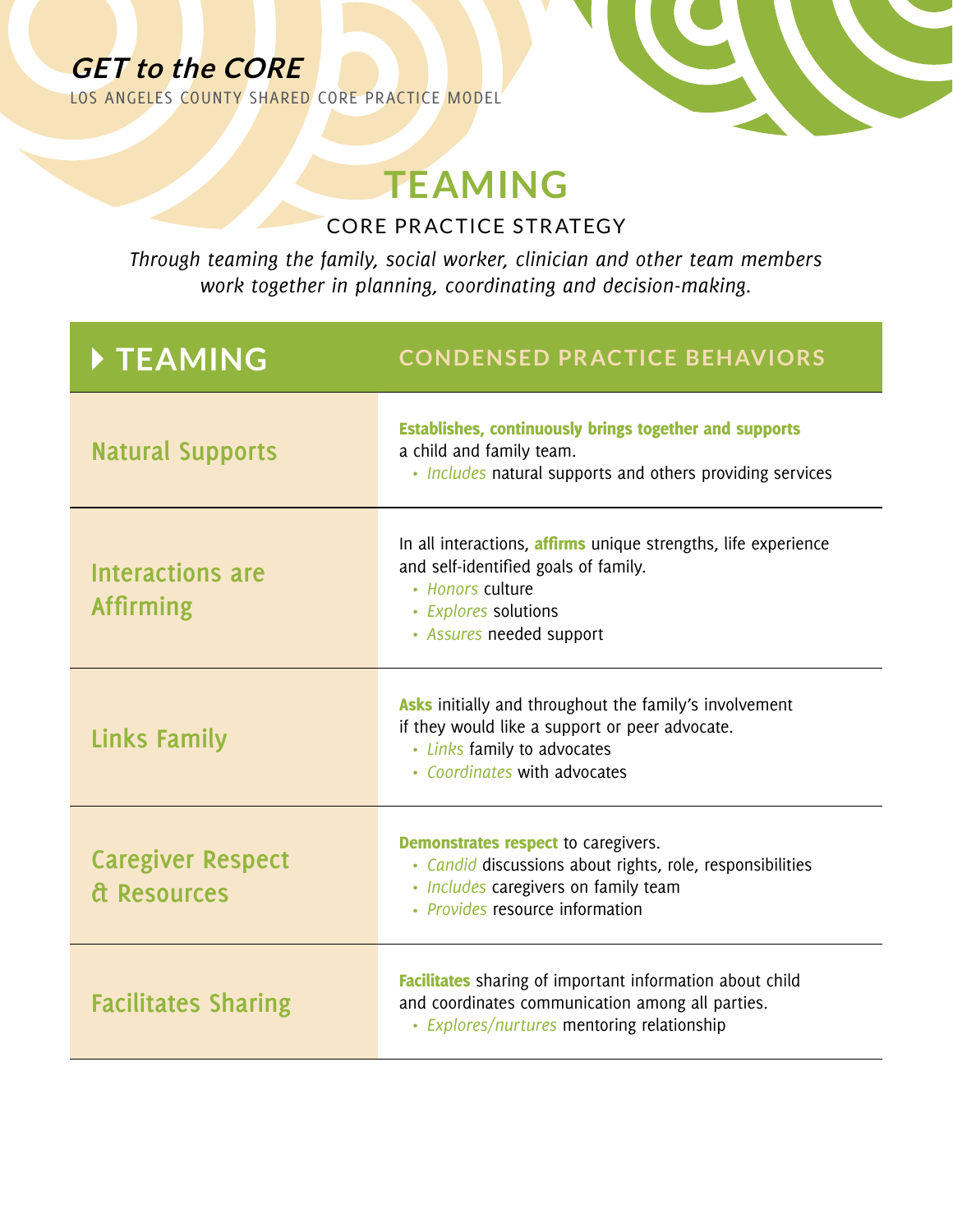**GET to the CORE**

LOS ANGELES COUNTY SHARED CORE PRACTICE MODEL

# TEAMING

## CORE PRACTICE STRATEGY

*Through teaming the family, social worker, clinician and other team members work together in planning, coordinating and decision-making.*

| TEAMING | CONDENSED PRACTICE BEHAVIORS |
|---|---|
| Natural Supports | **Establishes, continuously brings together and supports** a child and family team.<br>• *Includes* natural supports and others providing services |
| Interactions are Affirming | In all interactions, **affirms** unique strengths, life experience and self-identified goals of family.<br>• *Honors* culture<br>• *Explores* solutions<br>• *Assures* needed support |
| Links Family | **Asks** initially and throughout the family's involvement if they would like a support or peer advocate.<br>• *Links* family to advocates<br>• *Coordinates* with advocates |
| Caregiver Respect & Resources | **Demonstrates respect** to caregivers.<br>• *Candid* discussions about rights, role, responsibilities<br>• *Includes* caregivers on family team<br>• *Provides* resource information |
| Facilitates Sharing | **Facilitates** sharing of important information about child and coordinates communication among all parties.<br>• *Explores/nurtures* mentoring relationship |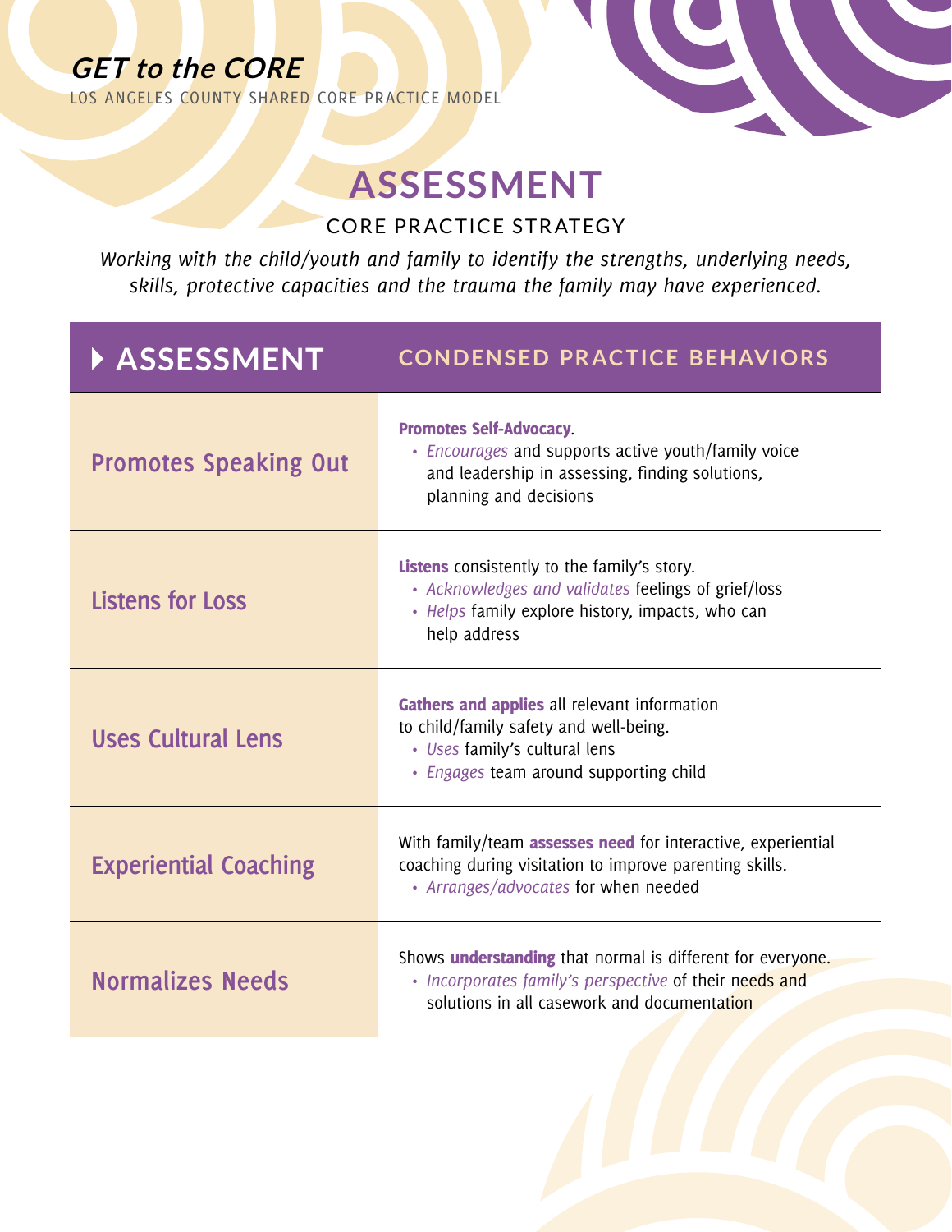**GET to the CORE**

LOS ANGELES COUNTY SHARED CORE PRACTICE MODEL

# ASSESSMENT

## CORE PRACTICE STRATEGY

*Working with the child/youth and family to identify the strengths, underlying needs, skills, protective capacities and the trauma the family may have experienced.*

| ASSESSMENT | CONDENSED PRACTICE BEHAVIORS |
|---|---|
| Promotes Speaking Out | **Promotes Self-Advocacy**.<br>• *Encourages* and supports active youth/family voice and leadership in assessing, finding solutions, planning and decisions |
| Listens for Loss | **Listens** consistently to the family's story.<br>• *Acknowledges and validates* feelings of grief/loss<br>• *Helps* family explore history, impacts, who can help address |
| Uses Cultural Lens | **Gathers and applies** all relevant information to child/family safety and well-being.<br>• *Uses* family's cultural lens<br>• *Engages* team around supporting child |
| Experiential Coaching | With family/team **assesses need** for interactive, experiential coaching during visitation to improve parenting skills.<br>• *Arranges/advocates* for when needed |
| Normalizes Needs | Shows **understanding** that normal is different for everyone.<br>• *Incorporates family's perspective* of their needs and solutions in all casework and documentation |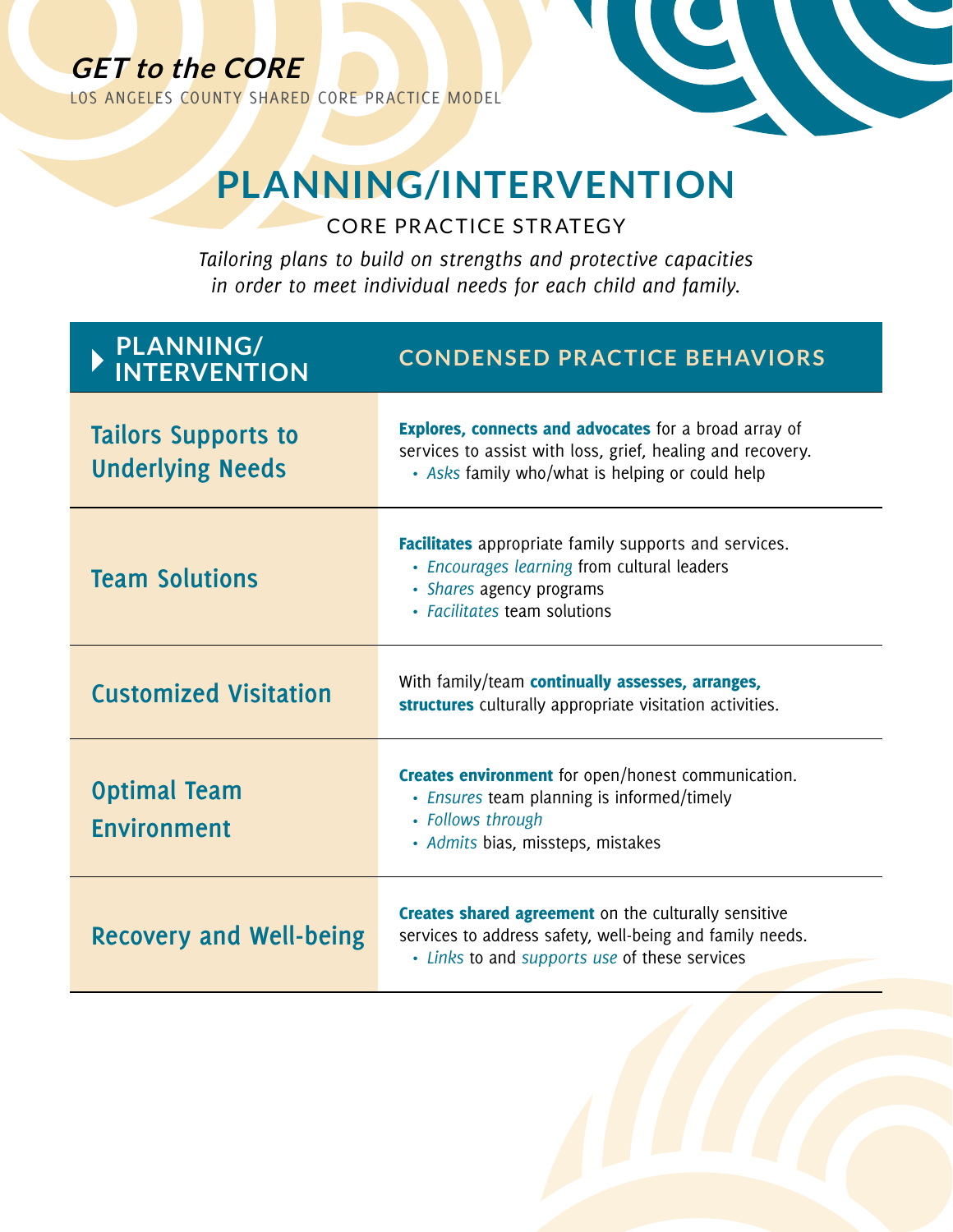*GET to the CORE*

LOS ANGELES COUNTY SHARED CORE PRACTICE MODEL

# PLANNING/INTERVENTION

CORE PRACTICE STRATEGY

*Tailoring plans to build on strengths and protective capacities in order to meet individual needs for each child and family.*

| PLANNING/ INTERVENTION | CONDENSED PRACTICE BEHAVIORS |
|---|---|
| Tailors Supports to Underlying Needs | **Explores, connects and advocates** for a broad array of services to assist with loss, grief, healing and recovery.<br>• *Asks* family who/what is helping or could help |
| Team Solutions | **Facilitates** appropriate family supports and services.<br>• *Encourages learning* from cultural leaders<br>• *Shares* agency programs<br>• *Facilitates* team solutions |
| Customized Visitation | With family/team **continually assesses, arranges, structures** culturally appropriate visitation activities. |
| Optimal Team Environment | **Creates environment** for open/honest communication.<br>• *Ensures* team planning is informed/timely<br>• *Follows through*<br>• *Admits* bias, missteps, mistakes |
| Recovery and Well-being | **Creates shared agreement** on the culturally sensitive services to address safety, well-being and family needs.<br>• *Links* to and *supports use* of these services |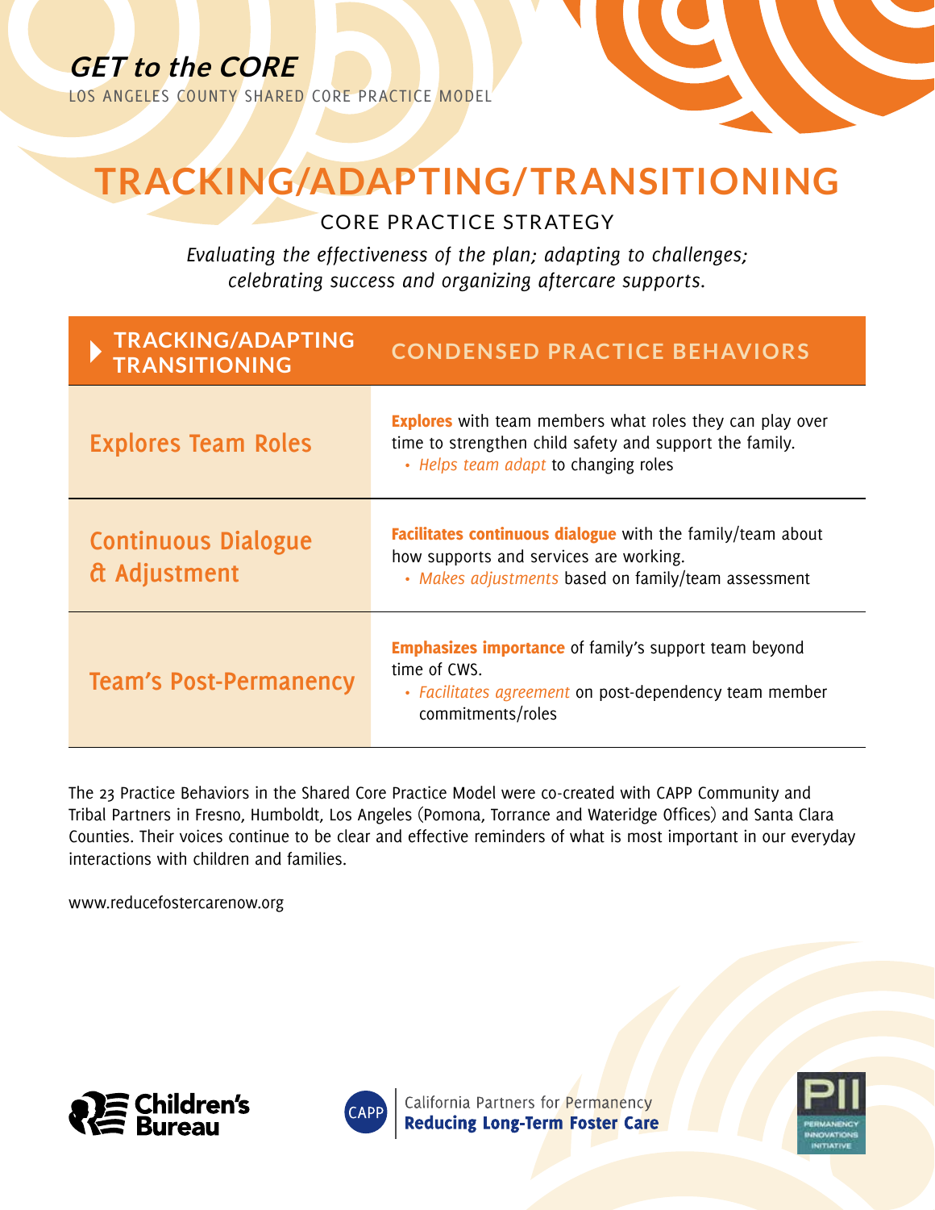**GET to the CORE**

LOS ANGELES COUNTY SHARED CORE PRACTICE MODEL

# TRACKING/ADAPTING/TRANSITIONING

## CORE PRACTICE STRATEGY

*Evaluating the effectiveness of the plan; adapting to challenges; celebrating success and organizing aftercare supports.*

| TRACKING/ADAPTING TRANSITIONING | CONDENSED PRACTICE BEHAVIORS |
|---|---|
| Explores Team Roles | **Explores** with team members what roles they can play over time to strengthen child safety and support the family.<br>• *Helps team adapt* to changing roles |
| Continuous Dialogue & Adjustment | **Facilitates continuous dialogue** with the family/team about how supports and services are working.<br>• *Makes adjustments* based on family/team assessment |
| Team's Post-Permanency | **Emphasizes importance** of family's support team beyond time of CWS.<br>• *Facilitates agreement* on post-dependency team member commitments/roles |

The 23 Practice Behaviors in the Shared Core Practice Model were co-created with CAPP Community and Tribal Partners in Fresno, Humboldt, Los Angeles (Pomona, Torrance and Wateridge Offices) and Santa Clara Counties. Their voices continue to be clear and effective reminders of what is most important in our everyday interactions with children and families.

www.reducefostercarenow.org

Children's Bureau

CAPP California Partners for Permanency **Reducing Long-Term Foster Care**

PII PERMANENCY INNOVATIONS INITIATIVE